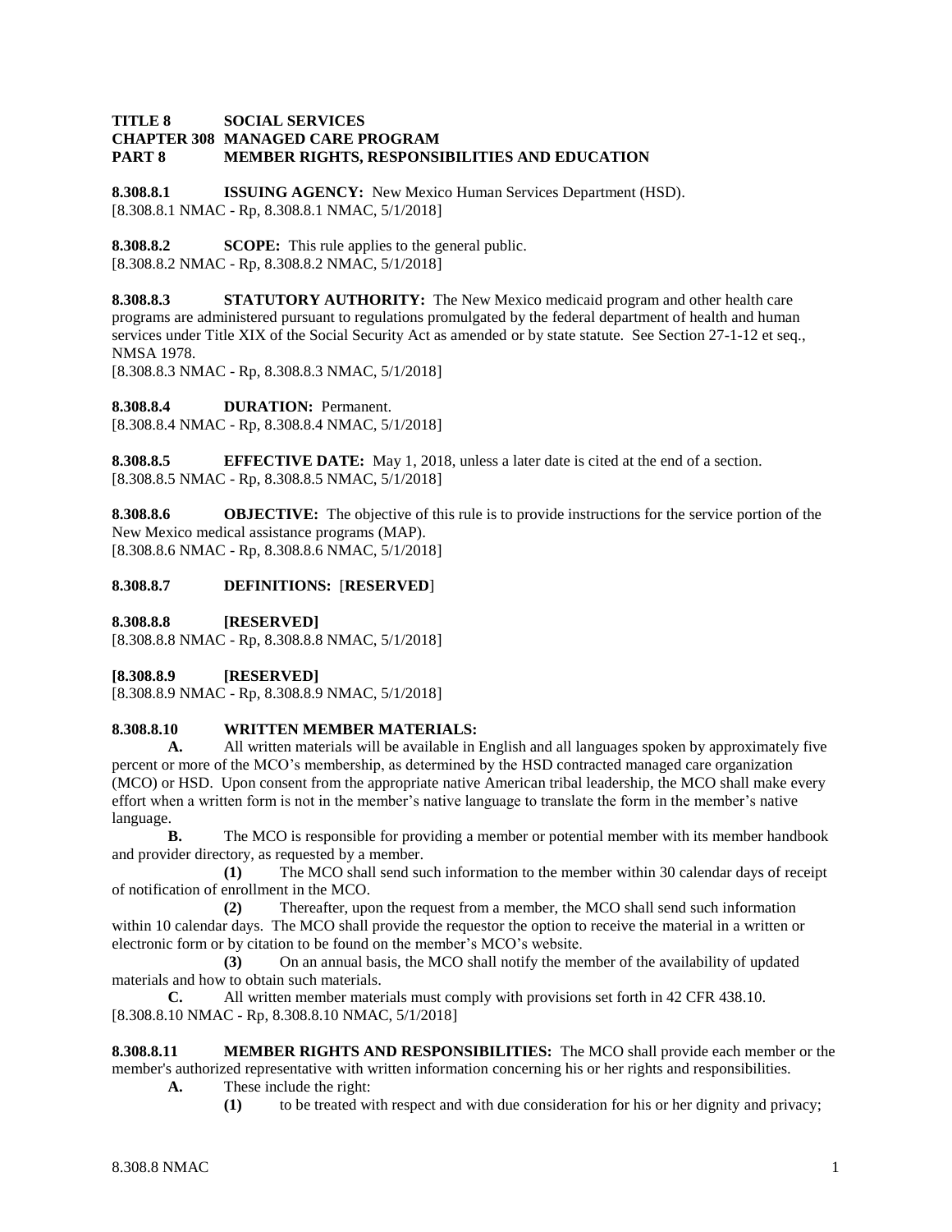**TITLE 8 SOCIAL SERVICES**
**CHAPTER 308 MANAGED CARE PROGRAM**
**PART 8 MEMBER RIGHTS, RESPONSIBILITIES AND EDUCATION**

**8.308.8.1 ISSUING AGENCY:** New Mexico Human Services Department (HSD).
[8.308.8.1 NMAC - Rp, 8.308.8.1 NMAC, 5/1/2018]

**8.308.8.2 SCOPE:** This rule applies to the general public.
[8.308.8.2 NMAC - Rp, 8.308.8.2 NMAC, 5/1/2018]

**8.308.8.3 STATUTORY AUTHORITY:** The New Mexico medicaid program and other health care programs are administered pursuant to regulations promulgated by the federal department of health and human services under Title XIX of the Social Security Act as amended or by state statute. See Section 27-1-12 et seq., NMSA 1978.
[8.308.8.3 NMAC - Rp, 8.308.8.3 NMAC, 5/1/2018]

**8.308.8.4 DURATION:** Permanent.
[8.308.8.4 NMAC - Rp, 8.308.8.4 NMAC, 5/1/2018]

**8.308.8.5 EFFECTIVE DATE:** May 1, 2018, unless a later date is cited at the end of a section.
[8.308.8.5 NMAC - Rp, 8.308.8.5 NMAC, 5/1/2018]

**8.308.8.6 OBJECTIVE:** The objective of this rule is to provide instructions for the service portion of the New Mexico medical assistance programs (MAP).
[8.308.8.6 NMAC - Rp, 8.308.8.6 NMAC, 5/1/2018]

**8.308.8.7 DEFINITIONS:** [**RESERVED**]

**8.308.8.8 [RESERVED]**
[8.308.8.8 NMAC - Rp, 8.308.8.8 NMAC, 5/1/2018]

**[8.308.8.9 [RESERVED]**
[8.308.8.9 NMAC - Rp, 8.308.8.9 NMAC, 5/1/2018]

**8.308.8.10 WRITTEN MEMBER MATERIALS:**

**A.** All written materials will be available in English and all languages spoken by approximately five percent or more of the MCO's membership, as determined by the HSD contracted managed care organization (MCO) or HSD. Upon consent from the appropriate native American tribal leadership, the MCO shall make every effort when a written form is not in the member's native language to translate the form in the member's native language.

**B.** The MCO is responsible for providing a member or potential member with its member handbook and provider directory, as requested by a member.

**(1)** The MCO shall send such information to the member within 30 calendar days of receipt of notification of enrollment in the MCO.

**(2)** Thereafter, upon the request from a member, the MCO shall send such information within 10 calendar days. The MCO shall provide the requestor the option to receive the material in a written or electronic form or by citation to be found on the member's MCO's website.

**(3)** On an annual basis, the MCO shall notify the member of the availability of updated materials and how to obtain such materials.

**C.** All written member materials must comply with provisions set forth in 42 CFR 438.10.
[8.308.8.10 NMAC - Rp, 8.308.8.10 NMAC, 5/1/2018]

**8.308.8.11 MEMBER RIGHTS AND RESPONSIBILITIES:** The MCO shall provide each member or the member's authorized representative with written information concerning his or her rights and responsibilities.

**A.** These include the right:

**(1)** to be treated with respect and with due consideration for his or her dignity and privacy;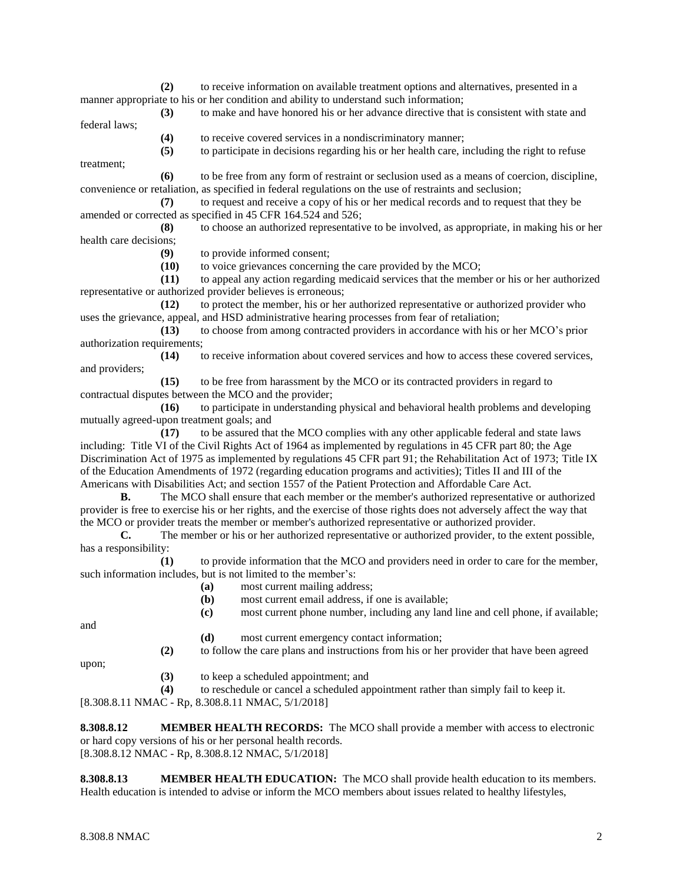**(2)** to receive information on available treatment options and alternatives, presented in a manner appropriate to his or her condition and ability to understand such information;

**(3)** to make and have honored his or her advance directive that is consistent with state and federal laws;

**(4)** to receive covered services in a nondiscriminatory manner;

**(5)** to participate in decisions regarding his or her health care, including the right to refuse treatment;

**(6)** to be free from any form of restraint or seclusion used as a means of coercion, discipline, convenience or retaliation, as specified in federal regulations on the use of restraints and seclusion;

**(7)** to request and receive a copy of his or her medical records and to request that they be amended or corrected as specified in 45 CFR 164.524 and 526;

**(8)** to choose an authorized representative to be involved, as appropriate, in making his or her health care decisions;

**(9)** to provide informed consent;

**(10)** to voice grievances concerning the care provided by the MCO;

**(11)** to appeal any action regarding medicaid services that the member or his or her authorized representative or authorized provider believes is erroneous;

**(12)** to protect the member, his or her authorized representative or authorized provider who uses the grievance, appeal, and HSD administrative hearing processes from fear of retaliation;

**(13)** to choose from among contracted providers in accordance with his or her MCO's prior authorization requirements;

**(14)** to receive information about covered services and how to access these covered services, and providers;

**(15)** to be free from harassment by the MCO or its contracted providers in regard to contractual disputes between the MCO and the provider;

**(16)** to participate in understanding physical and behavioral health problems and developing mutually agreed-upon treatment goals; and

**(17)** to be assured that the MCO complies with any other applicable federal and state laws including: Title VI of the Civil Rights Act of 1964 as implemented by regulations in 45 CFR part 80; the Age Discrimination Act of 1975 as implemented by regulations 45 CFR part 91; the Rehabilitation Act of 1973; Title IX of the Education Amendments of 1972 (regarding education programs and activities); Titles II and III of the Americans with Disabilities Act; and section 1557 of the Patient Protection and Affordable Care Act.

**B.** The MCO shall ensure that each member or the member's authorized representative or authorized provider is free to exercise his or her rights, and the exercise of those rights does not adversely affect the way that the MCO or provider treats the member or member's authorized representative or authorized provider.

**C.** The member or his or her authorized representative or authorized provider, to the extent possible, has a responsibility:

**(1)** to provide information that the MCO and providers need in order to care for the member, such information includes, but is not limited to the member's:

**(a)** most current mailing address;

**(b)** most current email address, if one is available;

**(c)** most current phone number, including any land line and cell phone, if available; and

**(d)** most current emergency contact information;

**(2)** to follow the care plans and instructions from his or her provider that have been agreed upon;

**(3)** to keep a scheduled appointment; and

**(4)** to reschedule or cancel a scheduled appointment rather than simply fail to keep it.

[8.308.8.11 NMAC - Rp, 8.308.8.11 NMAC, 5/1/2018]

**8.308.8.12 MEMBER HEALTH RECORDS:** The MCO shall provide a member with access to electronic or hard copy versions of his or her personal health records.

[8.308.8.12 NMAC - Rp, 8.308.8.12 NMAC, 5/1/2018]

**8.308.8.13 MEMBER HEALTH EDUCATION:** The MCO shall provide health education to its members. Health education is intended to advise or inform the MCO members about issues related to healthy lifestyles,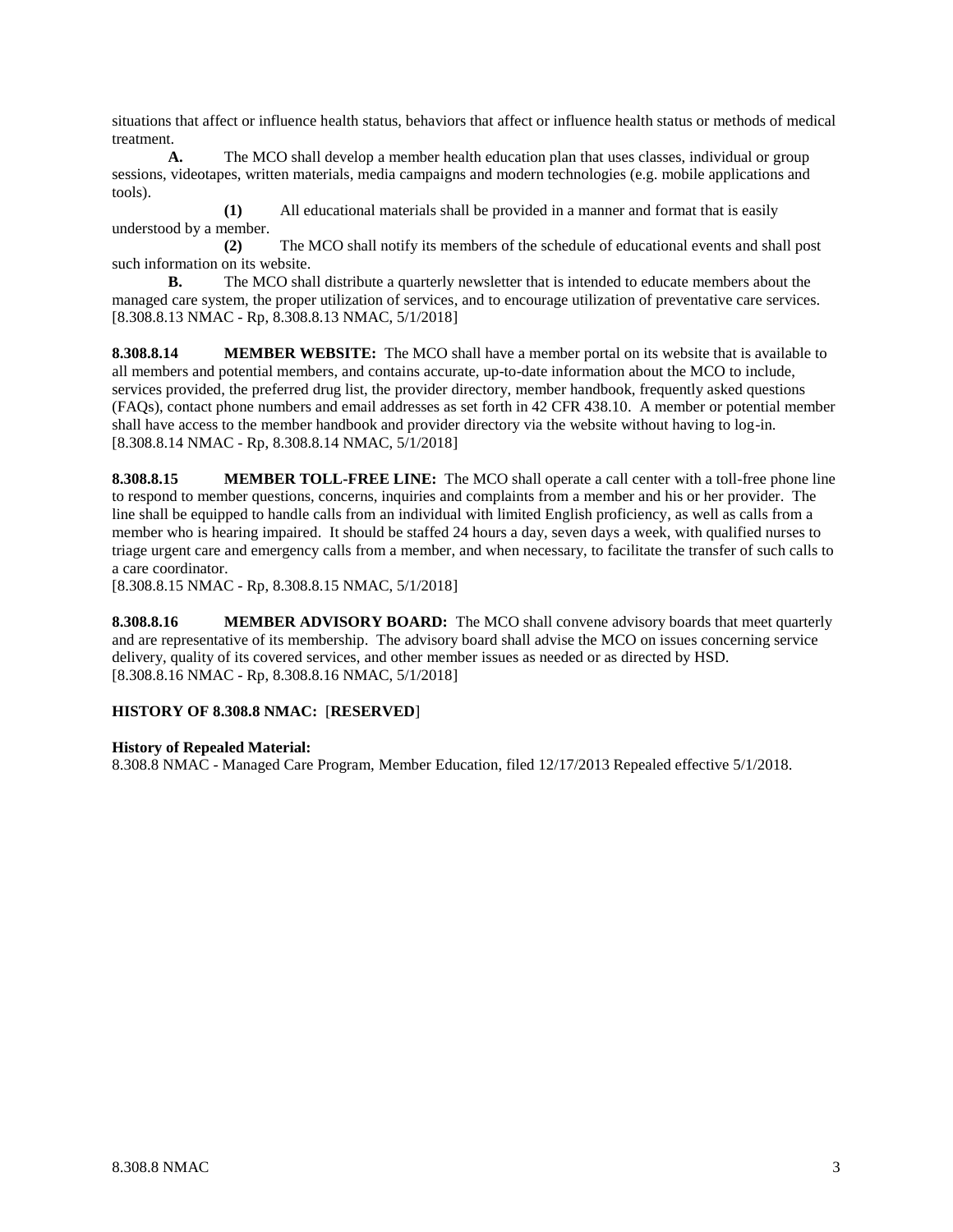situations that affect or influence health status, behaviors that affect or influence health status or methods of medical treatment.

**A.** The MCO shall develop a member health education plan that uses classes, individual or group sessions, videotapes, written materials, media campaigns and modern technologies (e.g. mobile applications and tools).

**(1)** All educational materials shall be provided in a manner and format that is easily understood by a member.

**(2)** The MCO shall notify its members of the schedule of educational events and shall post such information on its website.

**B.** The MCO shall distribute a quarterly newsletter that is intended to educate members about the managed care system, the proper utilization of services, and to encourage utilization of preventative care services.
[8.308.8.13 NMAC - Rp, 8.308.8.13 NMAC, 5/1/2018]

**8.308.8.14 MEMBER WEBSITE:** The MCO shall have a member portal on its website that is available to all members and potential members, and contains accurate, up-to-date information about the MCO to include, services provided, the preferred drug list, the provider directory, member handbook, frequently asked questions (FAQs), contact phone numbers and email addresses as set forth in 42 CFR 438.10. A member or potential member shall have access to the member handbook and provider directory via the website without having to log-in.
[8.308.8.14 NMAC - Rp, 8.308.8.14 NMAC, 5/1/2018]

**8.308.8.15 MEMBER TOLL-FREE LINE:** The MCO shall operate a call center with a toll-free phone line to respond to member questions, concerns, inquiries and complaints from a member and his or her provider. The line shall be equipped to handle calls from an individual with limited English proficiency, as well as calls from a member who is hearing impaired. It should be staffed 24 hours a day, seven days a week, with qualified nurses to triage urgent care and emergency calls from a member, and when necessary, to facilitate the transfer of such calls to a care coordinator.
[8.308.8.15 NMAC - Rp, 8.308.8.15 NMAC, 5/1/2018]

**8.308.8.16 MEMBER ADVISORY BOARD:** The MCO shall convene advisory boards that meet quarterly and are representative of its membership. The advisory board shall advise the MCO on issues concerning service delivery, quality of its covered services, and other member issues as needed or as directed by HSD.
[8.308.8.16 NMAC - Rp, 8.308.8.16 NMAC, 5/1/2018]

**HISTORY OF 8.308.8 NMAC:** [**RESERVED**]

**History of Repealed Material:**
8.308.8 NMAC - Managed Care Program, Member Education, filed 12/17/2013 Repealed effective 5/1/2018.